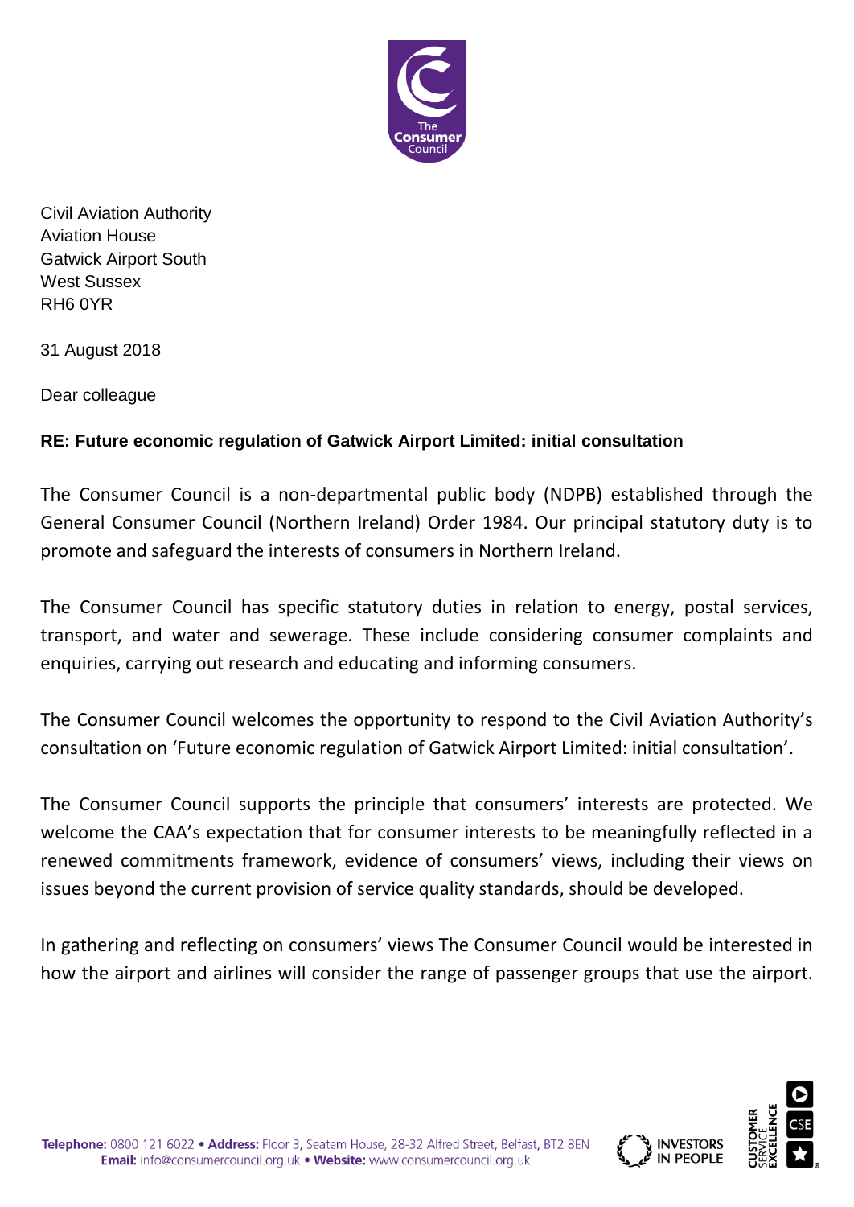Civil Aviation Authority
Aviation House
Gatwick Airport South
West Sussex
RH6 0YR

31 August 2018

Dear colleague

**RE: Future economic regulation of Gatwick Airport Limited: initial consultation**

The Consumer Council is a non-departmental public body (NDPB) established through the General Consumer Council (Northern Ireland) Order 1984. Our principal statutory duty is to promote and safeguard the interests of consumers in Northern Ireland.

The Consumer Council has specific statutory duties in relation to energy, postal services, transport, and water and sewerage. These include considering consumer complaints and enquiries, carrying out research and educating and informing consumers.

The Consumer Council welcomes the opportunity to respond to the Civil Aviation Authority's consultation on 'Future economic regulation of Gatwick Airport Limited: initial consultation'.

The Consumer Council supports the principle that consumers' interests are protected. We welcome the CAA's expectation that for consumer interests to be meaningfully reflected in a renewed commitments framework, evidence of consumers' views, including their views on issues beyond the current provision of service quality standards, should be developed.

In gathering and reflecting on consumers' views The Consumer Council would be interested in how the airport and airlines will consider the range of passenger groups that use the airport.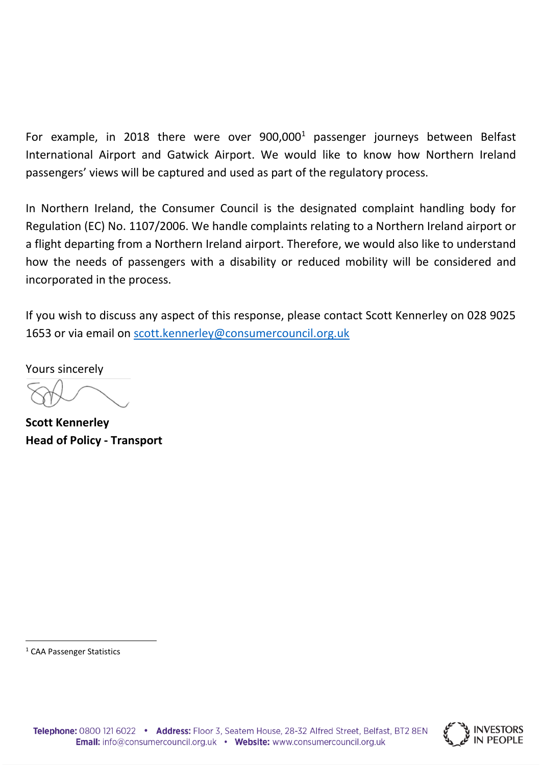For example, in 2018 there were over 900,000[1] passenger journeys between Belfast International Airport and Gatwick Airport. We would like to know how Northern Ireland passengers' views will be captured and used as part of the regulatory process.

In Northern Ireland, the Consumer Council is the designated complaint handling body for Regulation (EC) No. 1107/2006. We handle complaints relating to a Northern Ireland airport or a flight departing from a Northern Ireland airport. Therefore, we would also like to understand how the needs of passengers with a disability or reduced mobility will be considered and incorporated in the process.

If you wish to discuss any aspect of this response, please contact Scott Kennerley on 028 9025 1653 or via email on scott.kennerley@consumercouncil.org.uk

Yours sincerely

**Scott Kennerley**
**Head of Policy - Transport**

[1] CAA Passenger Statistics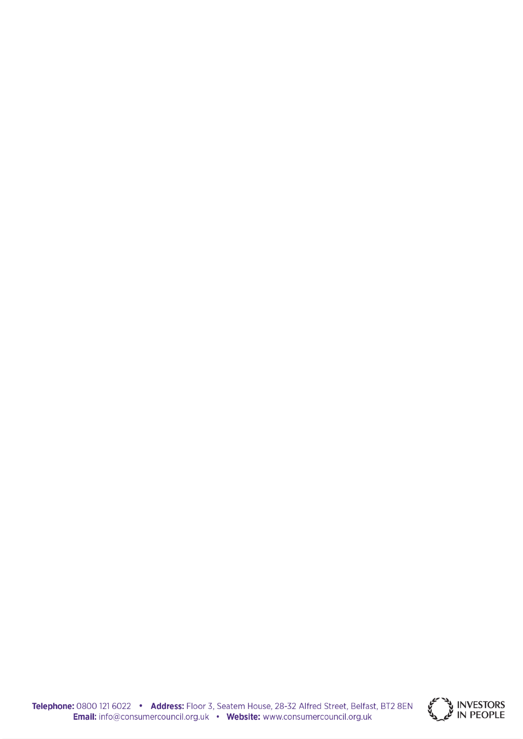**Telephone:** 0800 121 6022 • **Address:** Floor 3, Seatem House, 28-32 Alfred Street, Belfast, BT2 8EN
**Email:** info@consumercouncil.org.uk • **Website:** www.consumercouncil.org.uk

INVESTORS IN PEOPLE